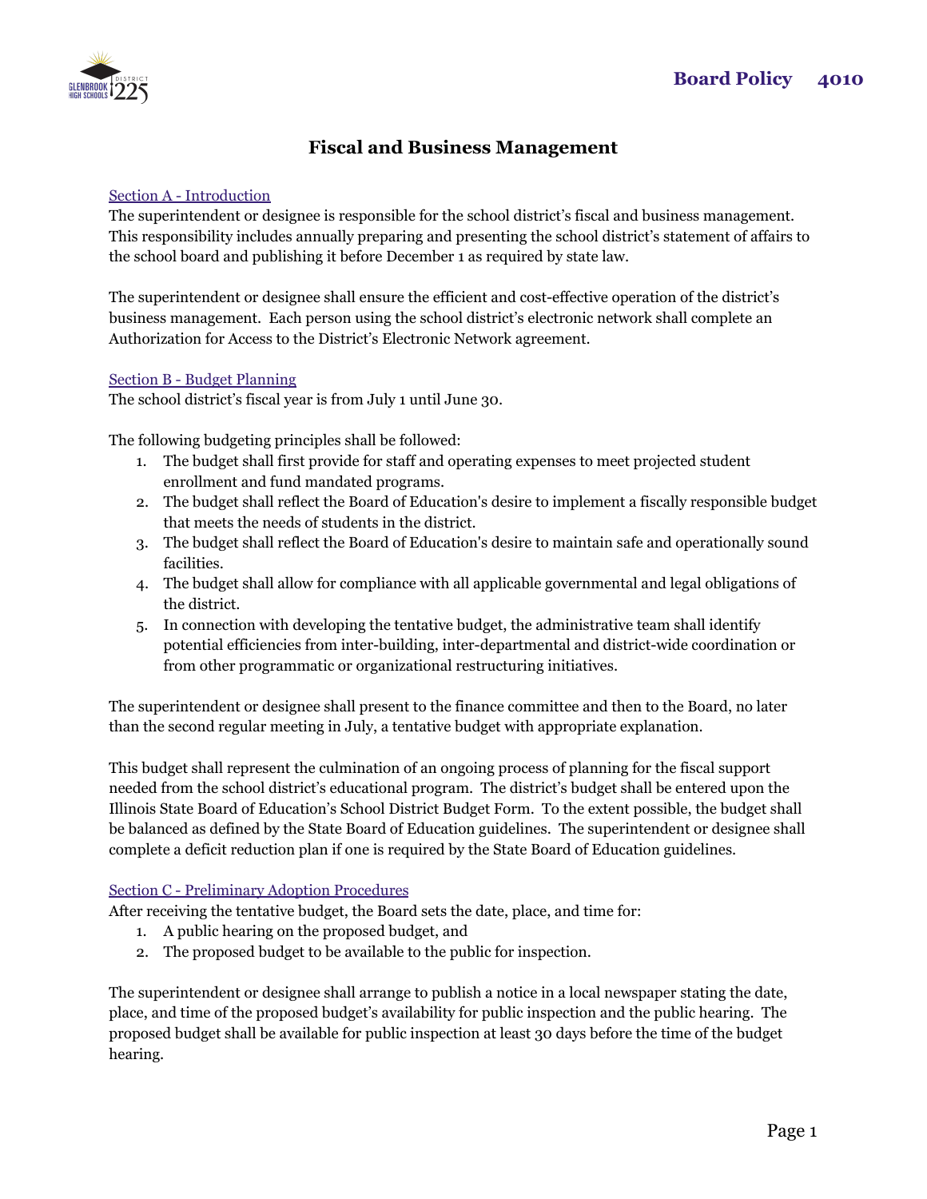# Fiscal and Business Management

Board Policy 4010

## Section A - Introduction

The superintendent or designee is responsible for the school district's fiscal and business management. This responsibility includes annually preparing and presenting the school district's statement of affairs to the school board and publishing it before December 1 as required by state law.

The superintendent or designee shall ensure the efficient and cost-effective operation of the district's business management. Each person using the school district's electronic network shall complete an Authorization for Access to the District's Electronic Network agreement.

## Section B - Budget Planning

The school district's fiscal year is from July 1 until June 30.

The following budgeting principles shall be followed:

1. The budget shall first provide for staff and operating expenses to meet projected student enrollment and fund mandated programs.
2. The budget shall reflect the Board of Education's desire to implement a fiscally responsible budget that meets the needs of students in the district.
3. The budget shall reflect the Board of Education's desire to maintain safe and operationally sound facilities.
4. The budget shall allow for compliance with all applicable governmental and legal obligations of the district.
5. In connection with developing the tentative budget, the administrative team shall identify potential efficiencies from inter-building, inter-departmental and district-wide coordination or from other programmatic or organizational restructuring initiatives.

The superintendent or designee shall present to the finance committee and then to the Board, no later than the second regular meeting in July, a tentative budget with appropriate explanation.

This budget shall represent the culmination of an ongoing process of planning for the fiscal support needed from the school district's educational program. The district's budget shall be entered upon the Illinois State Board of Education's School District Budget Form. To the extent possible, the budget shall be balanced as defined by the State Board of Education guidelines. The superintendent or designee shall complete a deficit reduction plan if one is required by the State Board of Education guidelines.

## Section C - Preliminary Adoption Procedures

After receiving the tentative budget, the Board sets the date, place, and time for:

1. A public hearing on the proposed budget, and
2. The proposed budget to be available to the public for inspection.

The superintendent or designee shall arrange to publish a notice in a local newspaper stating the date, place, and time of the proposed budget's availability for public inspection and the public hearing. The proposed budget shall be available for public inspection at least 30 days before the time of the budget hearing.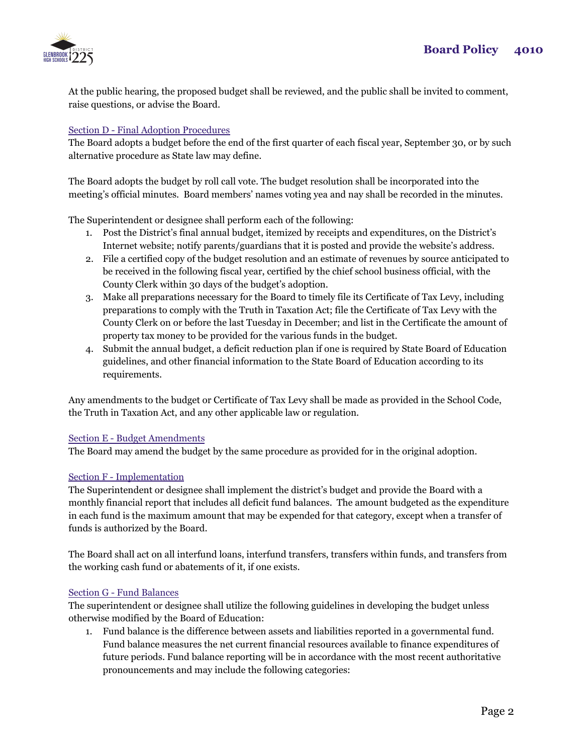At the public hearing, the proposed budget shall be reviewed, and the public shall be invited to comment, raise questions, or advise the Board.

## Section D - Final Adoption Procedures

The Board adopts a budget before the end of the first quarter of each fiscal year, September 30, or by such alternative procedure as State law may define.

The Board adopts the budget by roll call vote. The budget resolution shall be incorporated into the meeting's official minutes. Board members' names voting yea and nay shall be recorded in the minutes.

The Superintendent or designee shall perform each of the following:

1. Post the District's final annual budget, itemized by receipts and expenditures, on the District's Internet website; notify parents/guardians that it is posted and provide the website's address.
2. File a certified copy of the budget resolution and an estimate of revenues by source anticipated to be received in the following fiscal year, certified by the chief school business official, with the County Clerk within 30 days of the budget's adoption.
3. Make all preparations necessary for the Board to timely file its Certificate of Tax Levy, including preparations to comply with the Truth in Taxation Act; file the Certificate of Tax Levy with the County Clerk on or before the last Tuesday in December; and list in the Certificate the amount of property tax money to be provided for the various funds in the budget.
4. Submit the annual budget, a deficit reduction plan if one is required by State Board of Education guidelines, and other financial information to the State Board of Education according to its requirements.

Any amendments to the budget or Certificate of Tax Levy shall be made as provided in the School Code, the Truth in Taxation Act, and any other applicable law or regulation.

## Section E - Budget Amendments

The Board may amend the budget by the same procedure as provided for in the original adoption.

## Section F - Implementation

The Superintendent or designee shall implement the district's budget and provide the Board with a monthly financial report that includes all deficit fund balances. The amount budgeted as the expenditure in each fund is the maximum amount that may be expended for that category, except when a transfer of funds is authorized by the Board.

The Board shall act on all interfund loans, interfund transfers, transfers within funds, and transfers from the working cash fund or abatements of it, if one exists.

## Section G - Fund Balances

The superintendent or designee shall utilize the following guidelines in developing the budget unless otherwise modified by the Board of Education:

1. Fund balance is the difference between assets and liabilities reported in a governmental fund. Fund balance measures the net current financial resources available to finance expenditures of future periods. Fund balance reporting will be in accordance with the most recent authoritative pronouncements and may include the following categories: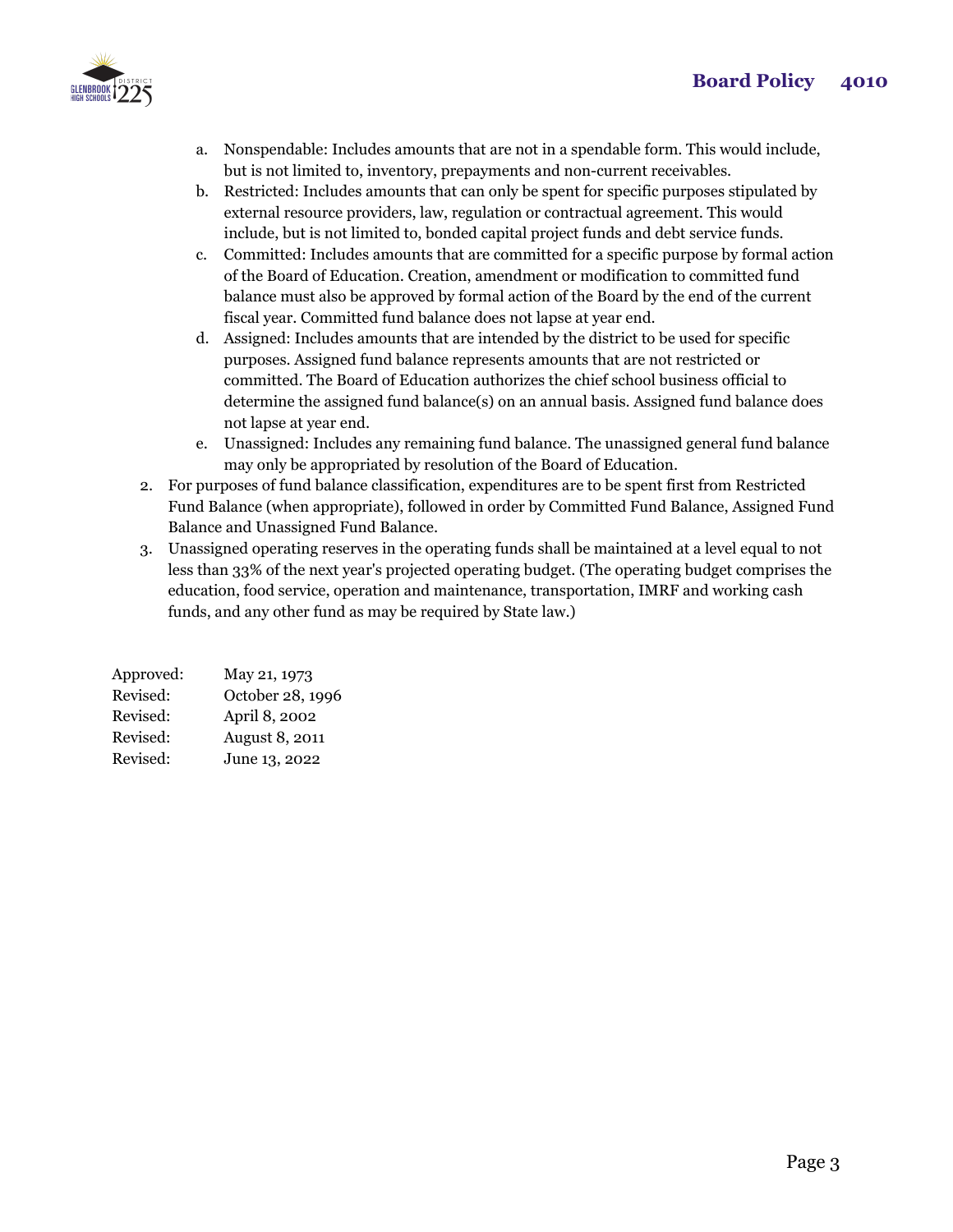a. Nonspendable: Includes amounts that are not in a spendable form. This would include, but is not limited to, inventory, prepayments and non-current receivables.
   b. Restricted: Includes amounts that can only be spent for specific purposes stipulated by external resource providers, law, regulation or contractual agreement. This would include, but is not limited to, bonded capital project funds and debt service funds.
   c. Committed: Includes amounts that are committed for a specific purpose by formal action of the Board of Education. Creation, amendment or modification to committed fund balance must also be approved by formal action of the Board by the end of the current fiscal year. Committed fund balance does not lapse at year end.
   d. Assigned: Includes amounts that are intended by the district to be used for specific purposes. Assigned fund balance represents amounts that are not restricted or committed. The Board of Education authorizes the chief school business official to determine the assigned fund balance(s) on an annual basis. Assigned fund balance does not lapse at year end.
   e. Unassigned: Includes any remaining fund balance. The unassigned general fund balance may only be appropriated by resolution of the Board of Education.
2. For purposes of fund balance classification, expenditures are to be spent first from Restricted Fund Balance (when appropriate), followed in order by Committed Fund Balance, Assigned Fund Balance and Unassigned Fund Balance.
3. Unassigned operating reserves in the operating funds shall be maintained at a level equal to not less than 33% of the next year's projected operating budget. (The operating budget comprises the education, food service, operation and maintenance, transportation, IMRF and working cash funds, and any other fund as may be required by State law.)

| | |
|---|---|
| Approved: | May 21, 1973 |
| Revised: | October 28, 1996 |
| Revised: | April 8, 2002 |
| Revised: | August 8, 2011 |
| Revised: | June 13, 2022 |